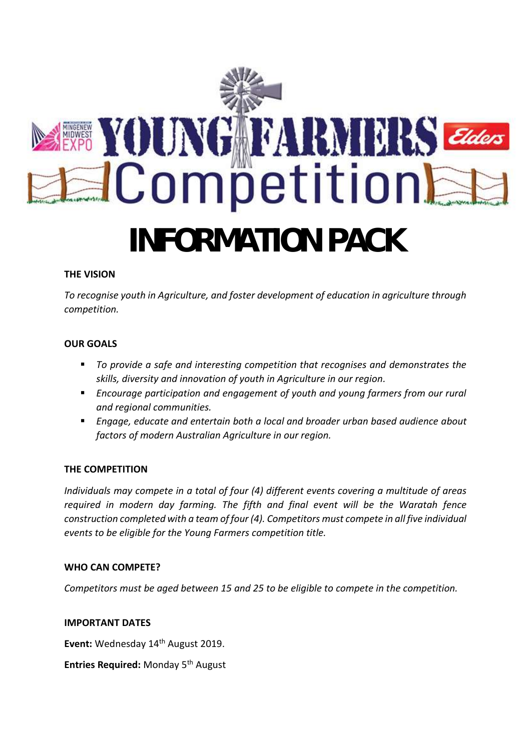# YOUNG FARMERS Competition

# INFORMATION PACK

**THE VISION**

*To recognise youth in Agriculture, and foster development of education in agriculture through competition.*

**OUR GOALS**

- *To provide a safe and interesting competition that recognises and demonstrates the skills, diversity and innovation of youth in Agriculture in our region.*
- *Encourage participation and engagement of youth and young farmers from our rural and regional communities.*
- *Engage, educate and entertain both a local and broader urban based audience about factors of modern Australian Agriculture in our region.*

**THE COMPETITION**

*Individuals may compete in a total of four (4) different events covering a multitude of areas required in modern day farming. The fifth and final event will be the Waratah fence construction completed with a team of four (4). Competitors must compete in all five individual events to be eligible for the Young Farmers competition title.*

**WHO CAN COMPETE?**

*Competitors must be aged between 15 and 25 to be eligible to compete in the competition.*

**IMPORTANT DATES**

**Event:** Wednesday 14th August 2019.

**Entries Required:** Monday 5th August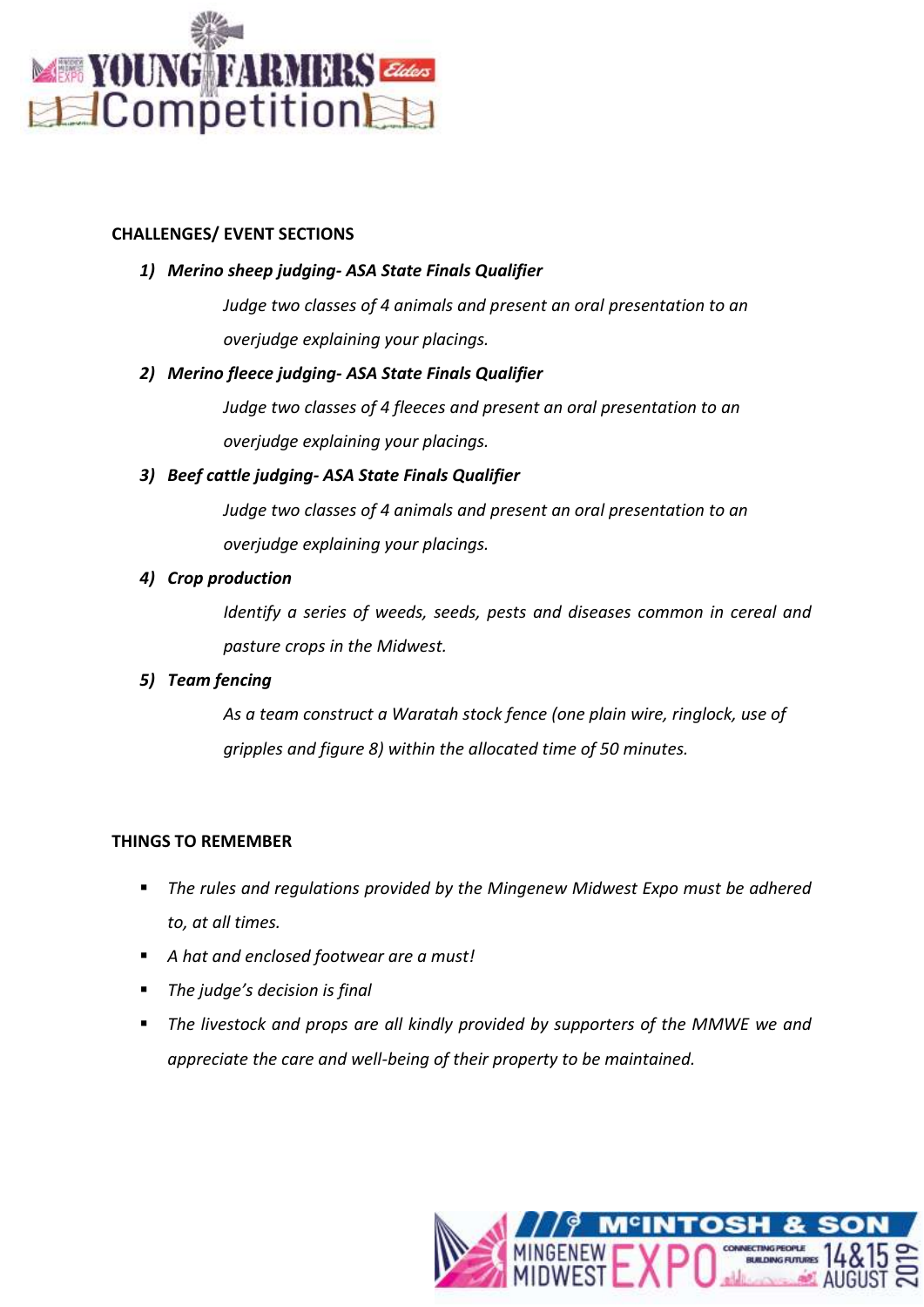## CHALLENGES/ EVENT SECTIONS

1) ***Merino sheep judging- ASA State Finals Qualifier***

   *Judge two classes of 4 animals and present an oral presentation to an overjudge explaining your placings.*

2) ***Merino fleece judging- ASA State Finals Qualifier***

   *Judge two classes of 4 fleeces and present an oral presentation to an overjudge explaining your placings.*

3) ***Beef cattle judging- ASA State Finals Qualifier***

   *Judge two classes of 4 animals and present an oral presentation to an overjudge explaining your placings.*

4) ***Crop production***

   *Identify a series of weeds, seeds, pests and diseases common in cereal and pasture crops in the Midwest.*

5) ***Team fencing***

   *As a team construct a Waratah stock fence (one plain wire, ringlock, use of gripples and figure 8) within the allocated time of 50 minutes.*

## THINGS TO REMEMBER

- *The rules and regulations provided by the Mingenew Midwest Expo must be adhered to, at all times.*
- *A hat and enclosed footwear are a must!*
- *The judge's decision is final*
- *The livestock and props are all kindly provided by supporters of the MMWE we and appreciate the care and well-being of their property to be maintained.*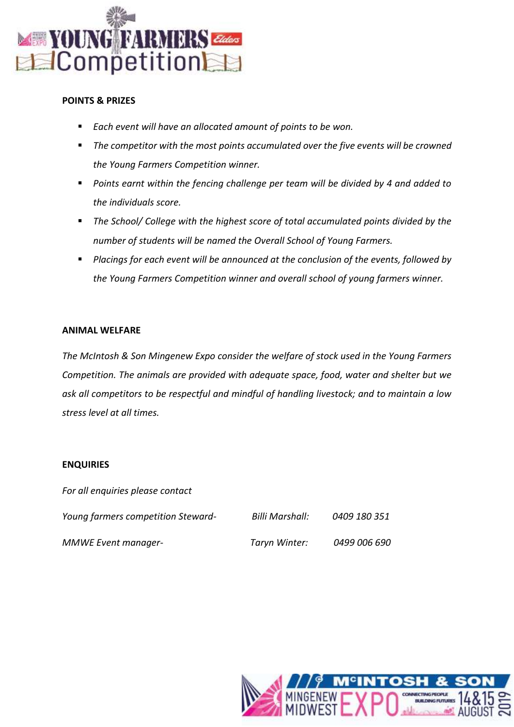## POINTS & PRIZES

- *Each event will have an allocated amount of points to be won.*
- *The competitor with the most points accumulated over the five events will be crowned the Young Farmers Competition winner.*
- *Points earnt within the fencing challenge per team will be divided by 4 and added to the individuals score.*
- *The School/ College with the highest score of total accumulated points divided by the number of students will be named the Overall School of Young Farmers.*
- *Placings for each event will be announced at the conclusion of the events, followed by the Young Farmers Competition winner and overall school of young farmers winner.*

## ANIMAL WELFARE

*The McIntosh & Son Mingenew Expo consider the welfare of stock used in the Young Farmers Competition. The animals are provided with adequate space, food, water and shelter but we ask all competitors to be respectful and mindful of handling livestock; and to maintain a low stress level at all times.*

## ENQUIRIES

*For all enquiries please contact*

| | | |
|---|---|---|
| *Young farmers competition Steward-* | *Billi Marshall:* | *0409 180 351* |
| *MMWE Event manager-* | *Taryn Winter:* | *0499 006 690* |